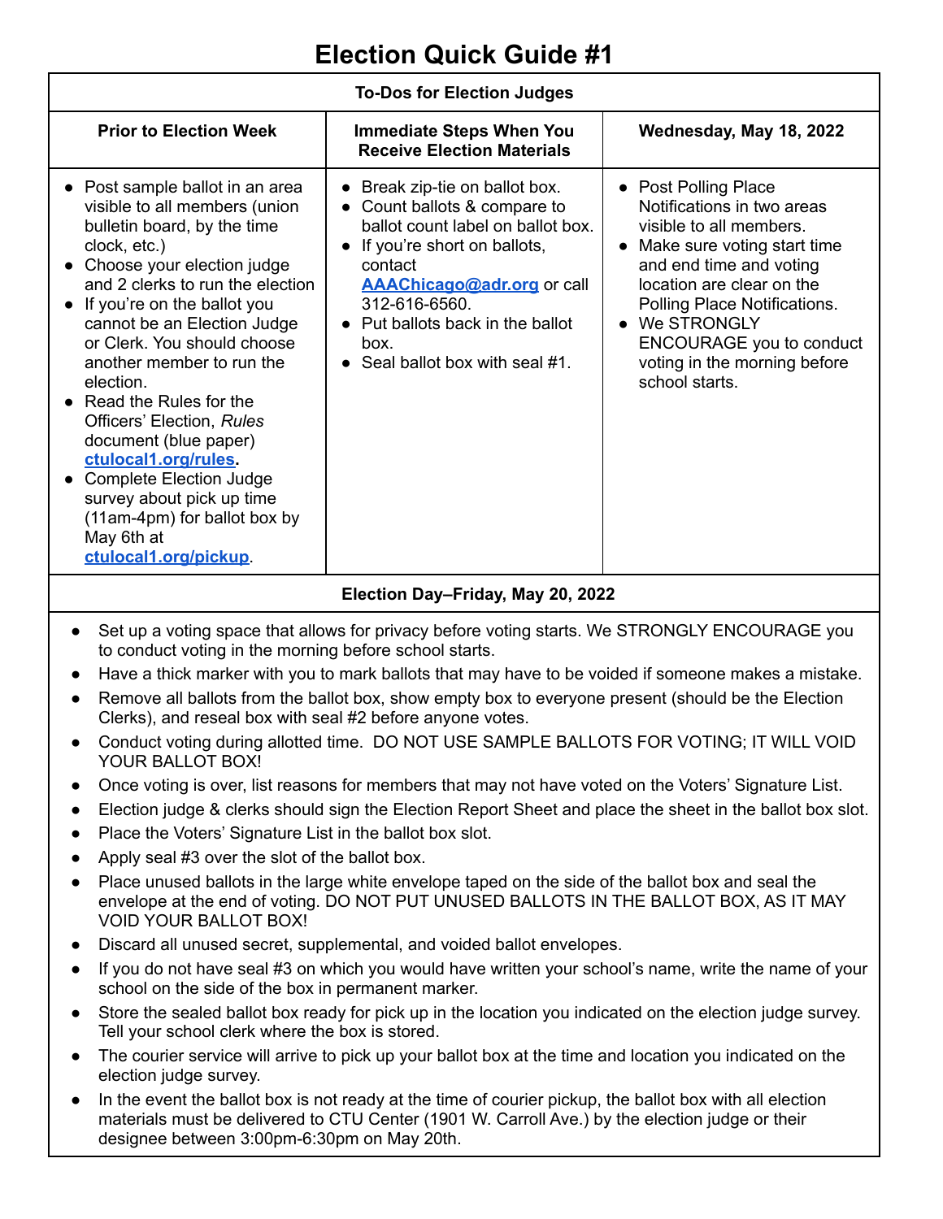# Election Quick Guide #1

| To-Dos for Election Judges | | |
|---|---|---|
| **Prior to Election Week** | **Immediate Steps When You Receive Election Materials** | **Wednesday, May 18, 2022** |
| • Post sample ballot in an area visible to all members (union bulletin board, by the time clock, etc.)<br>• Choose your election judge and 2 clerks to run the election<br>• If you're on the ballot you cannot be an Election Judge or Clerk. You should choose another member to run the election.<br>• Read the Rules for the Officers' Election, *Rules* document (blue paper) **ctulocal1.org/rules**.<br>• Complete Election Judge survey about pick up time (11am-4pm) for ballot box by May 6th at **ctulocal1.org/pickup**. | • Break zip-tie on ballot box.<br>• Count ballots & compare to ballot count label on ballot box.<br>• If you're short on ballots, contact **AAAChicago@adr.org** or call 312-616-6560.<br>• Put ballots back in the ballot box.<br>• Seal ballot box with seal #1. | • Post Polling Place Notifications in two areas visible to all members.<br>• Make sure voting start time and end time and voting location are clear on the Polling Place Notifications.<br>• We STRONGLY ENCOURAGE you to conduct voting in the morning before school starts. |

## Election Day–Friday, May 20, 2022

- Set up a voting space that allows for privacy before voting starts. We STRONGLY ENCOURAGE you to conduct voting in the morning before school starts.
- Have a thick marker with you to mark ballots that may have to be voided if someone makes a mistake.
- Remove all ballots from the ballot box, show empty box to everyone present (should be the Election Clerks), and reseal box with seal #2 before anyone votes.
- Conduct voting during allotted time. DO NOT USE SAMPLE BALLOTS FOR VOTING; IT WILL VOID YOUR BALLOT BOX!
- Once voting is over, list reasons for members that may not have voted on the Voters' Signature List.
- Election judge & clerks should sign the Election Report Sheet and place the sheet in the ballot box slot.
- Place the Voters' Signature List in the ballot box slot.
- Apply seal #3 over the slot of the ballot box.
- Place unused ballots in the large white envelope taped on the side of the ballot box and seal the envelope at the end of voting. DO NOT PUT UNUSED BALLOTS IN THE BALLOT BOX, AS IT MAY VOID YOUR BALLOT BOX!
- Discard all unused secret, supplemental, and voided ballot envelopes.
- If you do not have seal #3 on which you would have written your school's name, write the name of your school on the side of the box in permanent marker.
- Store the sealed ballot box ready for pick up in the location you indicated on the election judge survey. Tell your school clerk where the box is stored.
- The courier service will arrive to pick up your ballot box at the time and location you indicated on the election judge survey.
- In the event the ballot box is not ready at the time of courier pickup, the ballot box with all election materials must be delivered to CTU Center (1901 W. Carroll Ave.) by the election judge or their designee between 3:00pm-6:30pm on May 20th.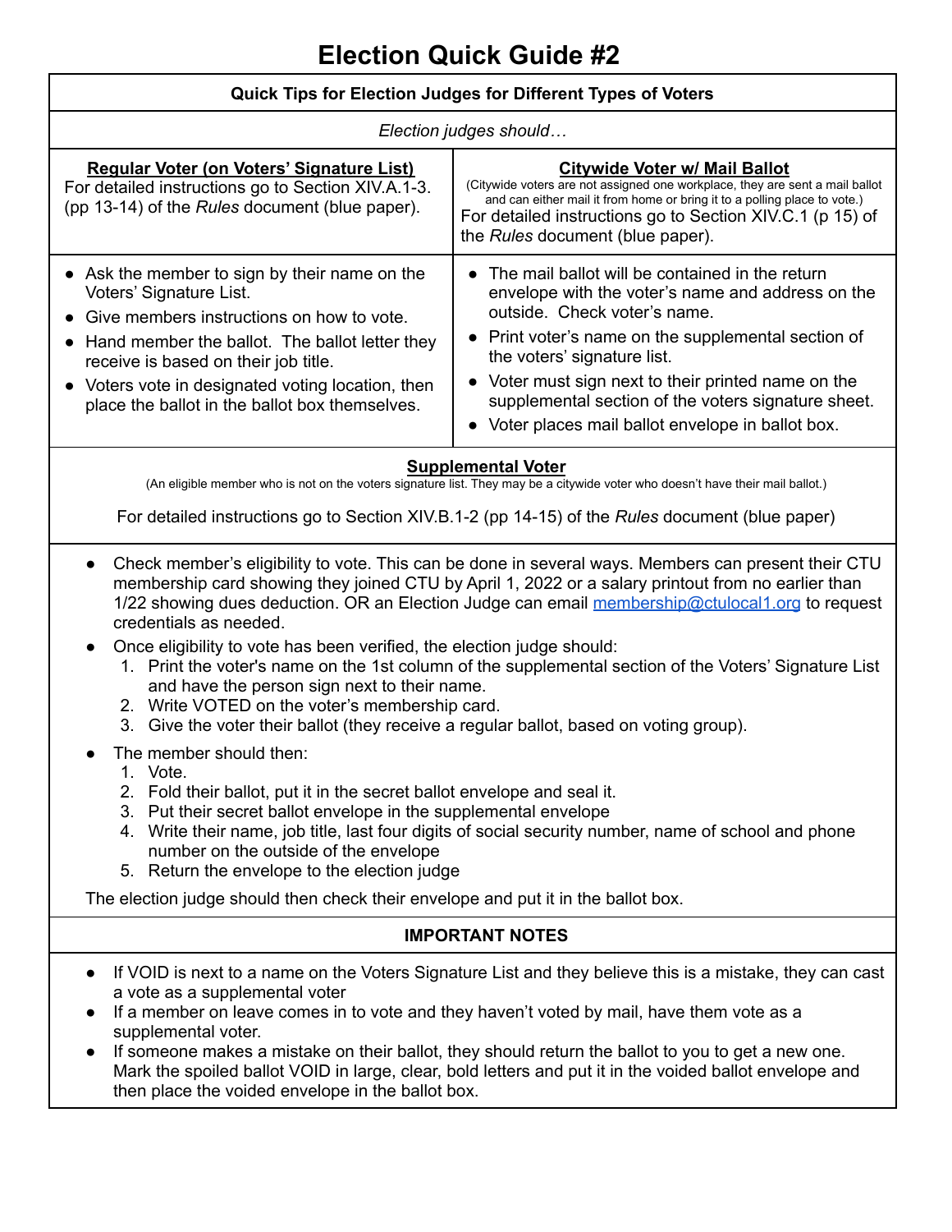# Election Quick Guide #2

## Quick Tips for Election Judges for Different Types of Voters

*Election judges should…*

### Regular Voter (on Voters' Signature List)

For detailed instructions go to Section XIV.A.1-3. (pp 13-14) of the *Rules* document (blue paper).

- Ask the member to sign by their name on the Voters' Signature List.
- Give members instructions on how to vote.
- Hand member the ballot. The ballot letter they receive is based on their job title.
- Voters vote in designated voting location, then place the ballot in the ballot box themselves.

### Citywide Voter w/ Mail Ballot

(Citywide voters are not assigned one workplace, they are sent a mail ballot and can either mail it from home or bring it to a polling place to vote.)

For detailed instructions go to Section XIV.C.1 (p 15) of the *Rules* document (blue paper).

- The mail ballot will be contained in the return envelope with the voter's name and address on the outside. Check voter's name.
- Print voter's name on the supplemental section of the voters' signature list.
- Voter must sign next to their printed name on the supplemental section of the voters signature sheet.
- Voter places mail ballot envelope in ballot box.

### Supplemental Voter

(An eligible member who is not on the voters signature list. They may be a citywide voter who doesn't have their mail ballot.)

For detailed instructions go to Section XIV.B.1-2 (pp 14-15) of the *Rules* document (blue paper)

- Check member's eligibility to vote. This can be done in several ways. Members can present their CTU membership card showing they joined CTU by April 1, 2022 or a salary printout from no earlier than 1/22 showing dues deduction. OR an Election Judge can email membership@ctulocal1.org to request credentials as needed.
- Once eligibility to vote has been verified, the election judge should:
  1. Print the voter's name on the 1st column of the supplemental section of the Voters' Signature List and have the person sign next to their name.
  2. Write VOTED on the voter's membership card.
  3. Give the voter their ballot (they receive a regular ballot, based on voting group).
- The member should then:
  1. Vote.
  2. Fold their ballot, put it in the secret ballot envelope and seal it.
  3. Put their secret ballot envelope in the supplemental envelope
  4. Write their name, job title, last four digits of social security number, name of school and phone number on the outside of the envelope
  5. Return the envelope to the election judge

The election judge should then check their envelope and put it in the ballot box.

### IMPORTANT NOTES

- If VOID is next to a name on the Voters Signature List and they believe this is a mistake, they can cast a vote as a supplemental voter
- If a member on leave comes in to vote and they haven't voted by mail, have them vote as a supplemental voter.
- If someone makes a mistake on their ballot, they should return the ballot to you to get a new one. Mark the spoiled ballot VOID in large, clear, bold letters and put it in the voided ballot envelope and then place the voided envelope in the ballot box.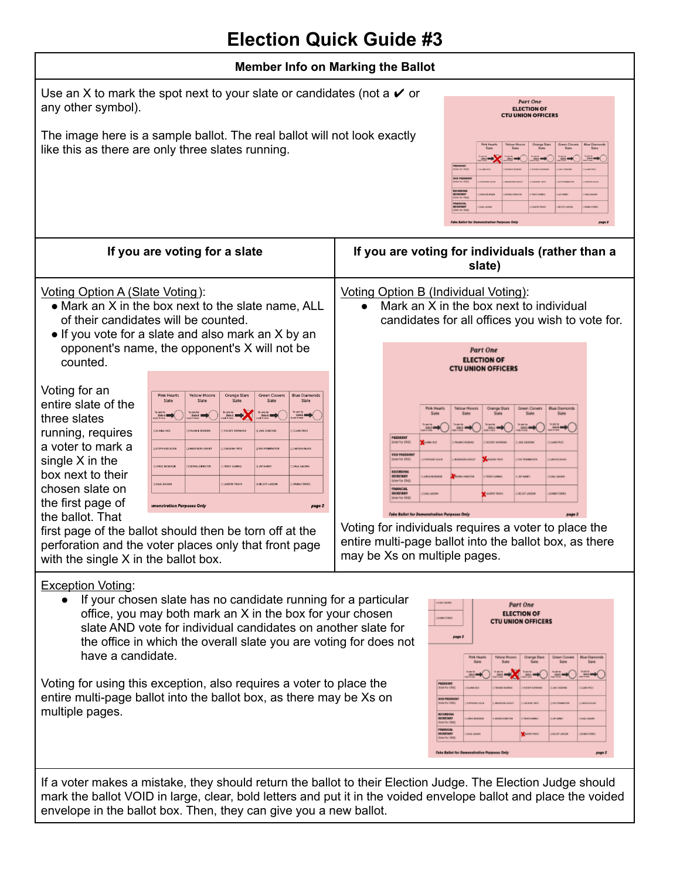# Election Quick Guide #3

## Member Info on Marking the Ballot

Use an X to mark the spot next to your slate or candidates (not a ✔ or any other symbol).

The image here is a sample ballot. The real ballot will not look exactly like this as there are only three slates running.

### If you are voting for a slate

Voting Option A (Slate Voting):

- Mark an X in the box next to the slate name, ALL of their candidates will be counted.
- If you vote for a slate and also mark an X by an opponent's name, the opponent's X will not be counted.

Voting for an entire slate of the three slates running, requires a voter to mark a single X in the box next to their chosen slate on the first page of the ballot. That first page of the ballot should then be torn off at the perforation and the voter places only that front page with the single X in the ballot box.

### If you are voting for individuals (rather than a slate)

Voting Option B (Individual Voting):

- Mark an X in the box next to individual candidates for all offices you wish to vote for.

Voting for individuals requires a voter to place the entire multi-page ballot into the ballot box, as there may be Xs on multiple pages.

### Exception Voting

Exception Voting:

- If your chosen slate has no candidate running for a particular office, you may both mark an X in the box for your chosen slate AND vote for individual candidates on another slate for the office in which the overall slate you are voting for does not have a candidate.

Voting for using this exception, also requires a voter to place the entire multi-page ballot into the ballot box, as there may be Xs on multiple pages.

If a voter makes a mistake, they should return the ballot to their Election Judge. The Election Judge should mark the ballot VOID in large, clear, bold letters and put it in the voided envelope ballot and place the voided envelope in the ballot box. Then, they can give you a new ballot.